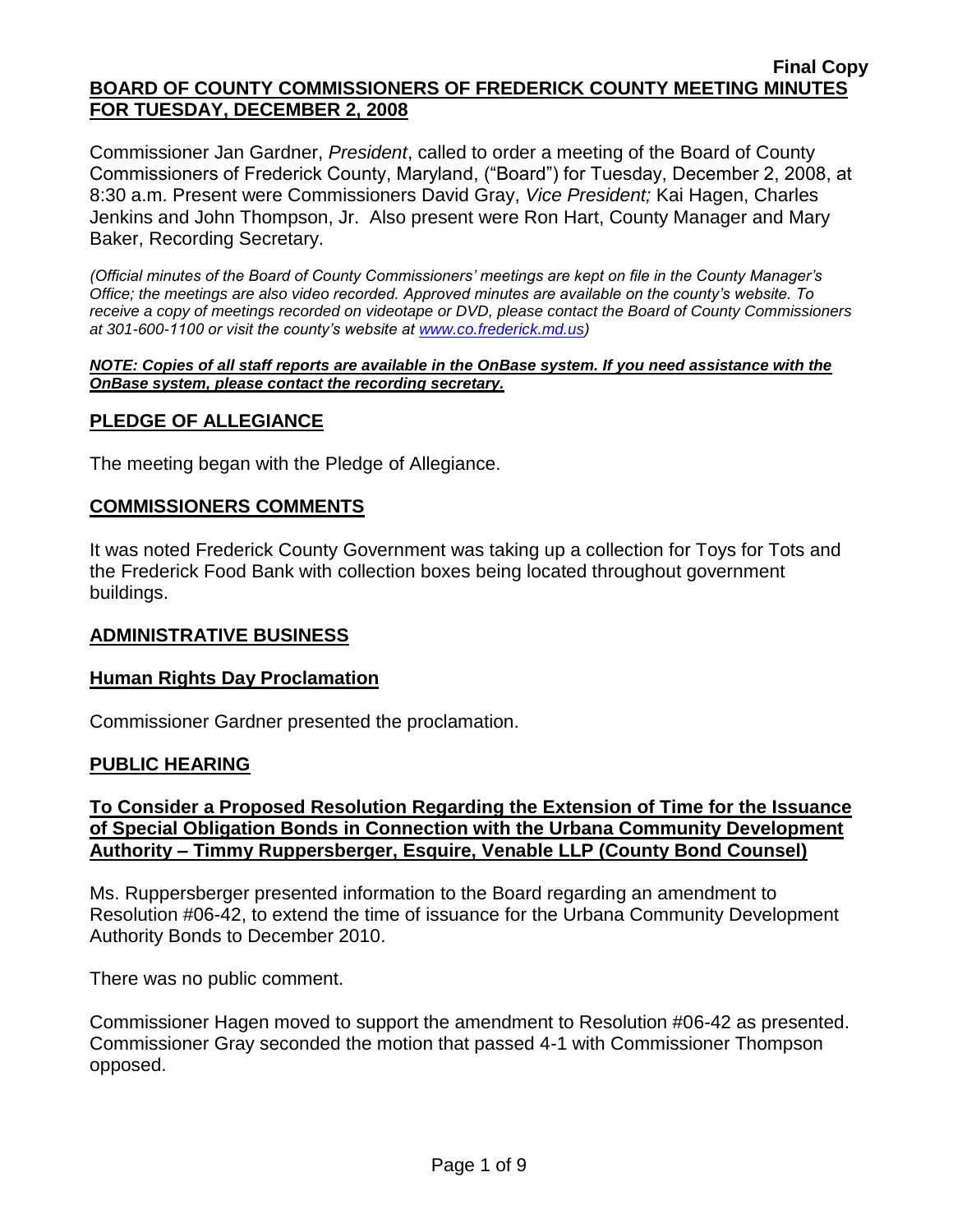**Final Copy**

**BOARD OF COUNTY COMMISSIONERS OF FREDERICK COUNTY MEETING MINUTES FOR TUESDAY, DECEMBER 2, 2008**

Commissioner Jan Gardner, *President*, called to order a meeting of the Board of County Commissioners of Frederick County, Maryland, ("Board") for Tuesday, December 2, 2008, at 8:30 a.m. Present were Commissioners David Gray, *Vice President;* Kai Hagen, Charles Jenkins and John Thompson, Jr. Also present were Ron Hart, County Manager and Mary Baker, Recording Secretary.

*(Official minutes of the Board of County Commissioners' meetings are kept on file in the County Manager's Office; the meetings are also video recorded. Approved minutes are available on the county's website. To receive a copy of meetings recorded on videotape or DVD, please contact the Board of County Commissioners at 301-600-1100 or visit the county's website at [www.co.frederick.md.us](www.co.frederick.md.us))*

***NOTE: Copies of all staff reports are available in the OnBase system. If you need assistance with the OnBase system, please contact the recording secretary.***

## PLEDGE OF ALLEGIANCE

The meeting began with the Pledge of Allegiance.

## COMMISSIONERS COMMENTS

It was noted Frederick County Government was taking up a collection for Toys for Tots and the Frederick Food Bank with collection boxes being located throughout government buildings.

## ADMINISTRATIVE BUSINESS

### Human Rights Day Proclamation

Commissioner Gardner presented the proclamation.

## PUBLIC HEARING

### To Consider a Proposed Resolution Regarding the Extension of Time for the Issuance of Special Obligation Bonds in Connection with the Urbana Community Development Authority – Timmy Ruppersberger, Esquire, Venable LLP (County Bond Counsel)

Ms. Ruppersberger presented information to the Board regarding an amendment to Resolution #06-42, to extend the time of issuance for the Urbana Community Development Authority Bonds to December 2010.

There was no public comment.

Commissioner Hagen moved to support the amendment to Resolution #06-42 as presented. Commissioner Gray seconded the motion that passed 4-1 with Commissioner Thompson opposed.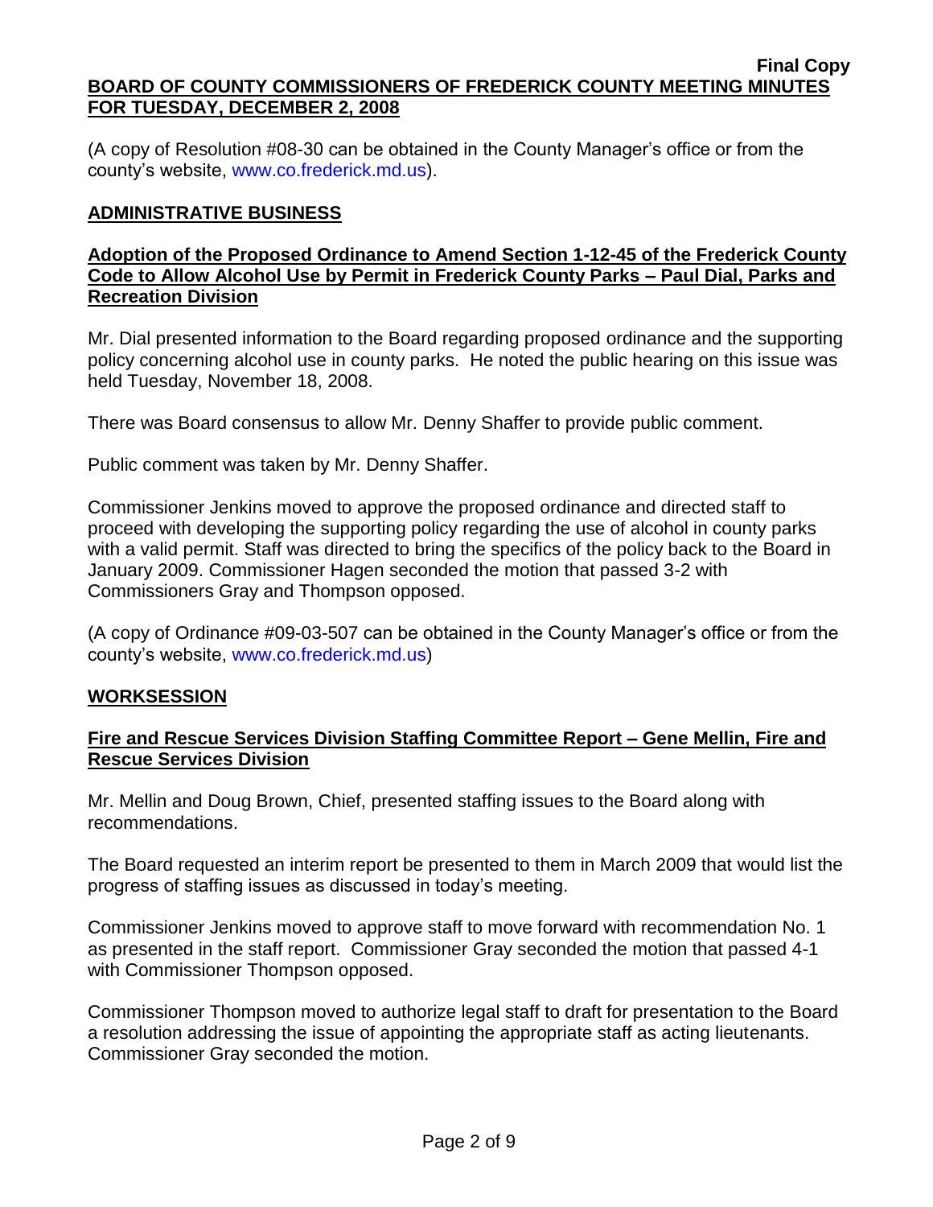(A copy of Resolution #08-30 can be obtained in the County Manager's office or from the county's website, www.co.frederick.md.us).

## ADMINISTRATIVE BUSINESS

### Adoption of the Proposed Ordinance to Amend Section 1-12-45 of the Frederick County Code to Allow Alcohol Use by Permit in Frederick County Parks – Paul Dial, Parks and Recreation Division

Mr. Dial presented information to the Board regarding proposed ordinance and the supporting policy concerning alcohol use in county parks. He noted the public hearing on this issue was held Tuesday, November 18, 2008.

There was Board consensus to allow Mr. Denny Shaffer to provide public comment.

Public comment was taken by Mr. Denny Shaffer.

Commissioner Jenkins moved to approve the proposed ordinance and directed staff to proceed with developing the supporting policy regarding the use of alcohol in county parks with a valid permit. Staff was directed to bring the specifics of the policy back to the Board in January 2009. Commissioner Hagen seconded the motion that passed 3-2 with Commissioners Gray and Thompson opposed.

(A copy of Ordinance #09-03-507 can be obtained in the County Manager's office or from the county's website, www.co.frederick.md.us)

## WORKSESSION

### Fire and Rescue Services Division Staffing Committee Report – Gene Mellin, Fire and Rescue Services Division

Mr. Mellin and Doug Brown, Chief, presented staffing issues to the Board along with recommendations.

The Board requested an interim report be presented to them in March 2009 that would list the progress of staffing issues as discussed in today's meeting.

Commissioner Jenkins moved to approve staff to move forward with recommendation No. 1 as presented in the staff report. Commissioner Gray seconded the motion that passed 4-1 with Commissioner Thompson opposed.

Commissioner Thompson moved to authorize legal staff to draft for presentation to the Board a resolution addressing the issue of appointing the appropriate staff as acting lieutenants. Commissioner Gray seconded the motion.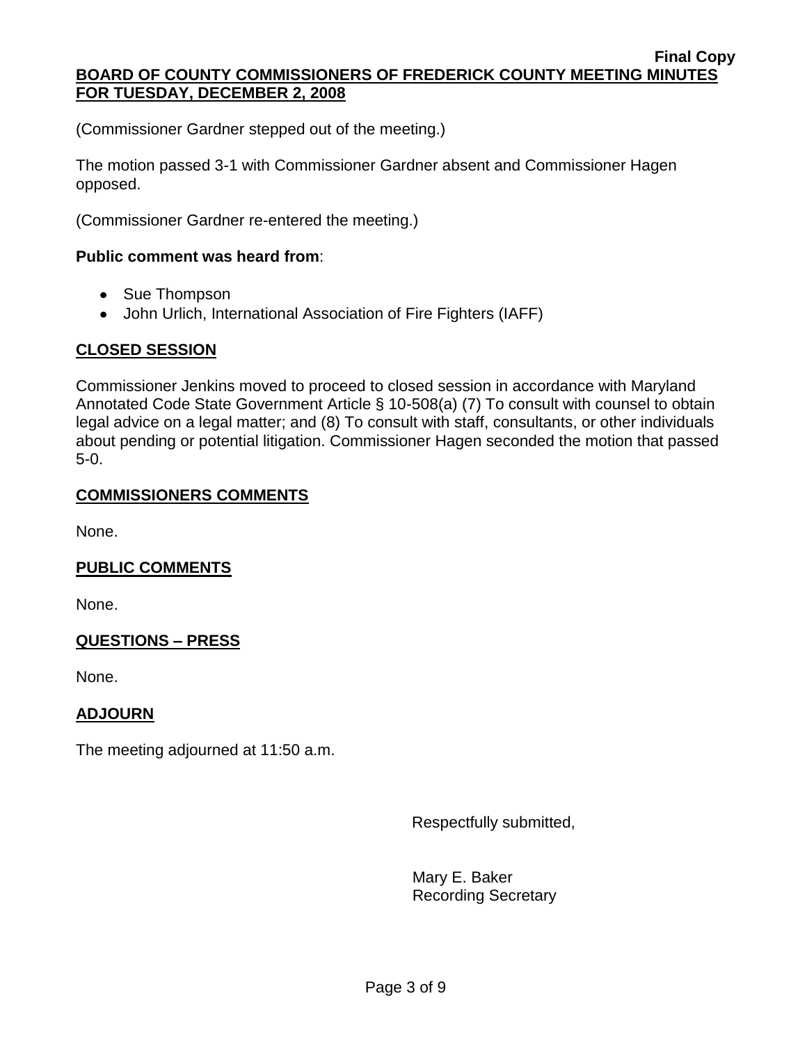(Commissioner Gardner stepped out of the meeting.)

The motion passed 3-1 with Commissioner Gardner absent and Commissioner Hagen opposed.

(Commissioner Gardner re-entered the meeting.)

**Public comment was heard from**:

- Sue Thompson
- John Urlich, International Association of Fire Fighters (IAFF)

## CLOSED SESSION

Commissioner Jenkins moved to proceed to closed session in accordance with Maryland Annotated Code State Government Article § 10-508(a) (7) To consult with counsel to obtain legal advice on a legal matter; and (8) To consult with staff, consultants, or other individuals about pending or potential litigation. Commissioner Hagen seconded the motion that passed 5-0.

## COMMISSIONERS COMMENTS

None.

## PUBLIC COMMENTS

None.

## QUESTIONS – PRESS

None.

## ADJOURN

The meeting adjourned at 11:50 a.m.

Respectfully submitted,

Mary E. Baker
Recording Secretary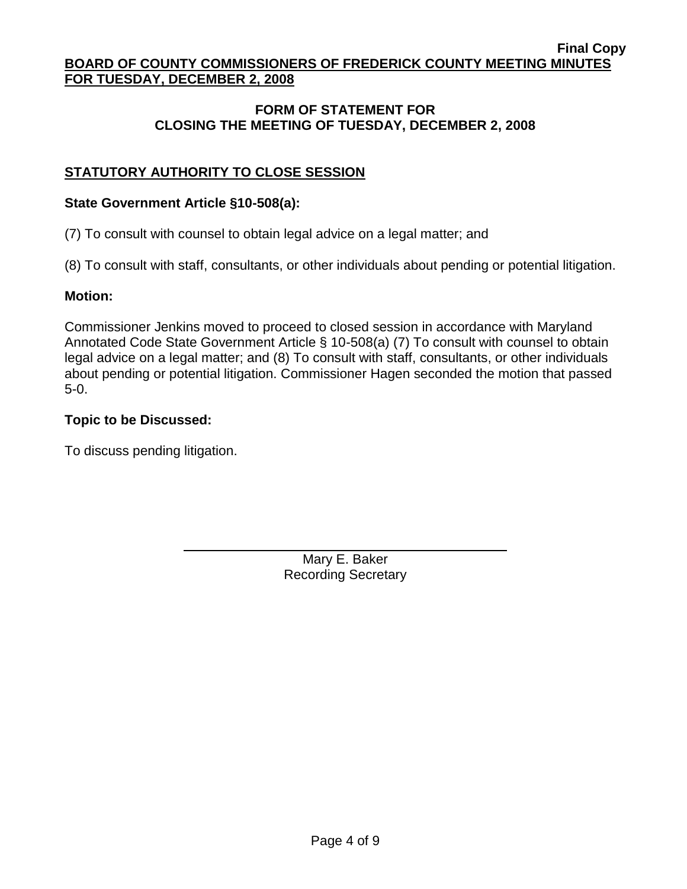## FORM OF STATEMENT FOR CLOSING THE MEETING OF TUESDAY, DECEMBER 2, 2008

### STATUTORY AUTHORITY TO CLOSE SESSION

**State Government Article §10-508(a):**

(7) To consult with counsel to obtain legal advice on a legal matter; and

(8) To consult with staff, consultants, or other individuals about pending or potential litigation.

**Motion:**

Commissioner Jenkins moved to proceed to closed session in accordance with Maryland Annotated Code State Government Article § 10-508(a) (7) To consult with counsel to obtain legal advice on a legal matter; and (8) To consult with staff, consultants, or other individuals about pending or potential litigation. Commissioner Hagen seconded the motion that passed 5-0.

**Topic to be Discussed:**

To discuss pending litigation.

Mary E. Baker
Recording Secretary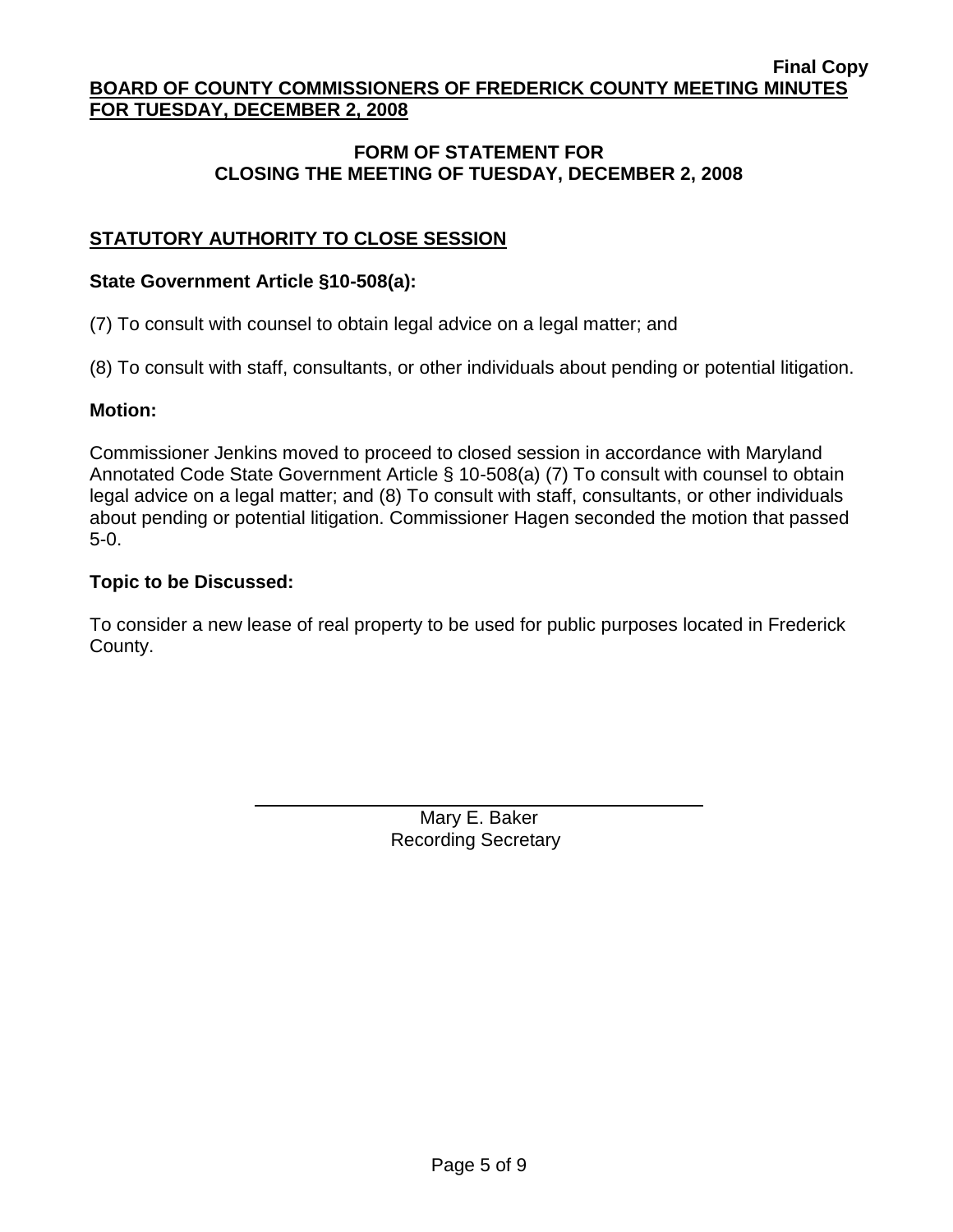**FORM OF STATEMENT FOR CLOSING THE MEETING OF TUESDAY, DECEMBER 2, 2008**

## STATUTORY AUTHORITY TO CLOSE SESSION

**State Government Article §10-508(a):**

(7) To consult with counsel to obtain legal advice on a legal matter; and

(8) To consult with staff, consultants, or other individuals about pending or potential litigation.

**Motion:**

Commissioner Jenkins moved to proceed to closed session in accordance with Maryland Annotated Code State Government Article § 10-508(a) (7) To consult with counsel to obtain legal advice on a legal matter; and (8) To consult with staff, consultants, or other individuals about pending or potential litigation. Commissioner Hagen seconded the motion that passed 5-0.

**Topic to be Discussed:**

To consider a new lease of real property to be used for public purposes located in Frederick County.

Mary E. Baker
Recording Secretary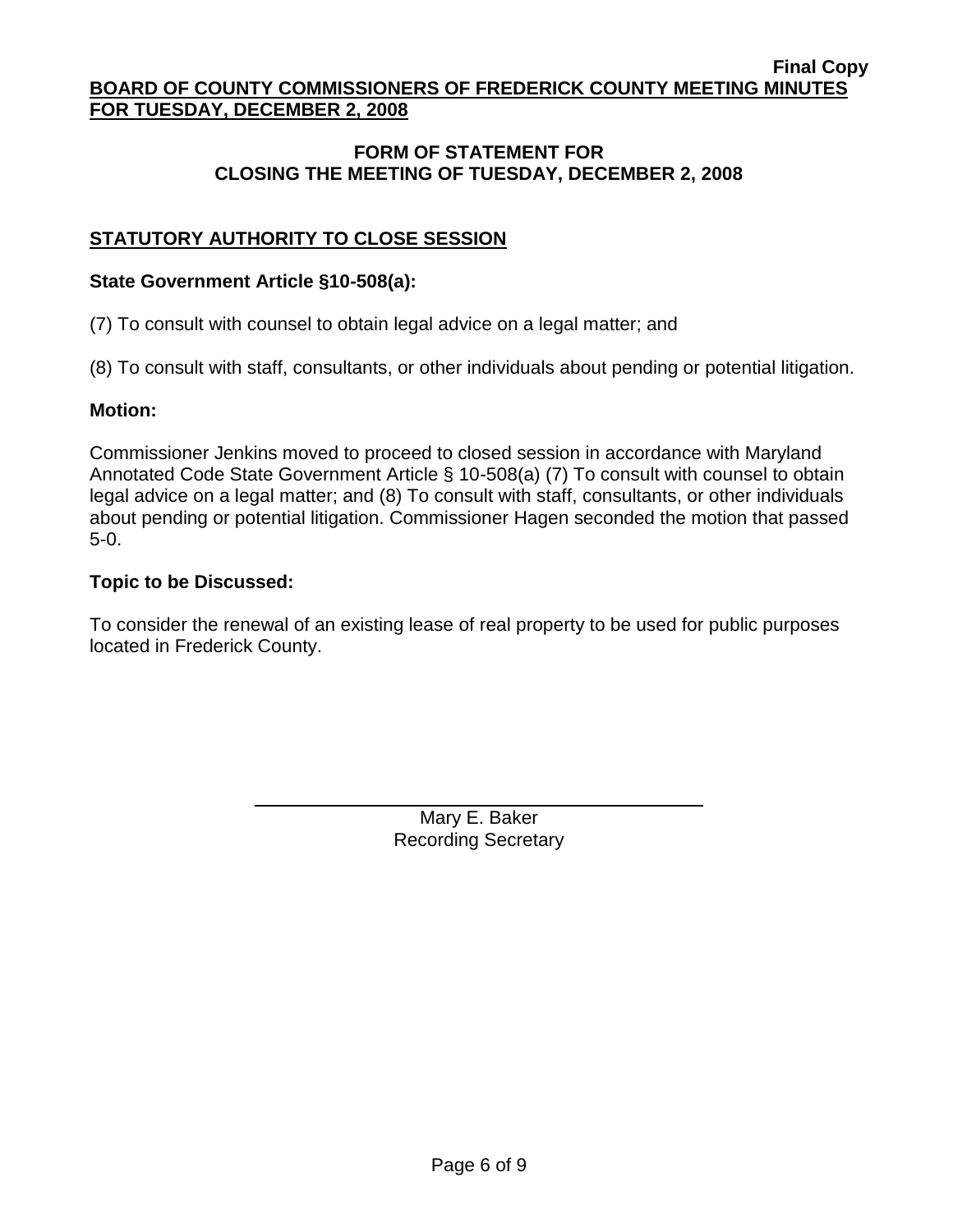## FORM OF STATEMENT FOR CLOSING THE MEETING OF TUESDAY, DECEMBER 2, 2008

### STATUTORY AUTHORITY TO CLOSE SESSION

**State Government Article §10-508(a):**

(7) To consult with counsel to obtain legal advice on a legal matter; and

(8) To consult with staff, consultants, or other individuals about pending or potential litigation.

**Motion:**

Commissioner Jenkins moved to proceed to closed session in accordance with Maryland Annotated Code State Government Article § 10-508(a) (7) To consult with counsel to obtain legal advice on a legal matter; and (8) To consult with staff, consultants, or other individuals about pending or potential litigation. Commissioner Hagen seconded the motion that passed 5-0.

**Topic to be Discussed:**

To consider the renewal of an existing lease of real property to be used for public purposes located in Frederick County.

Mary E. Baker
Recording Secretary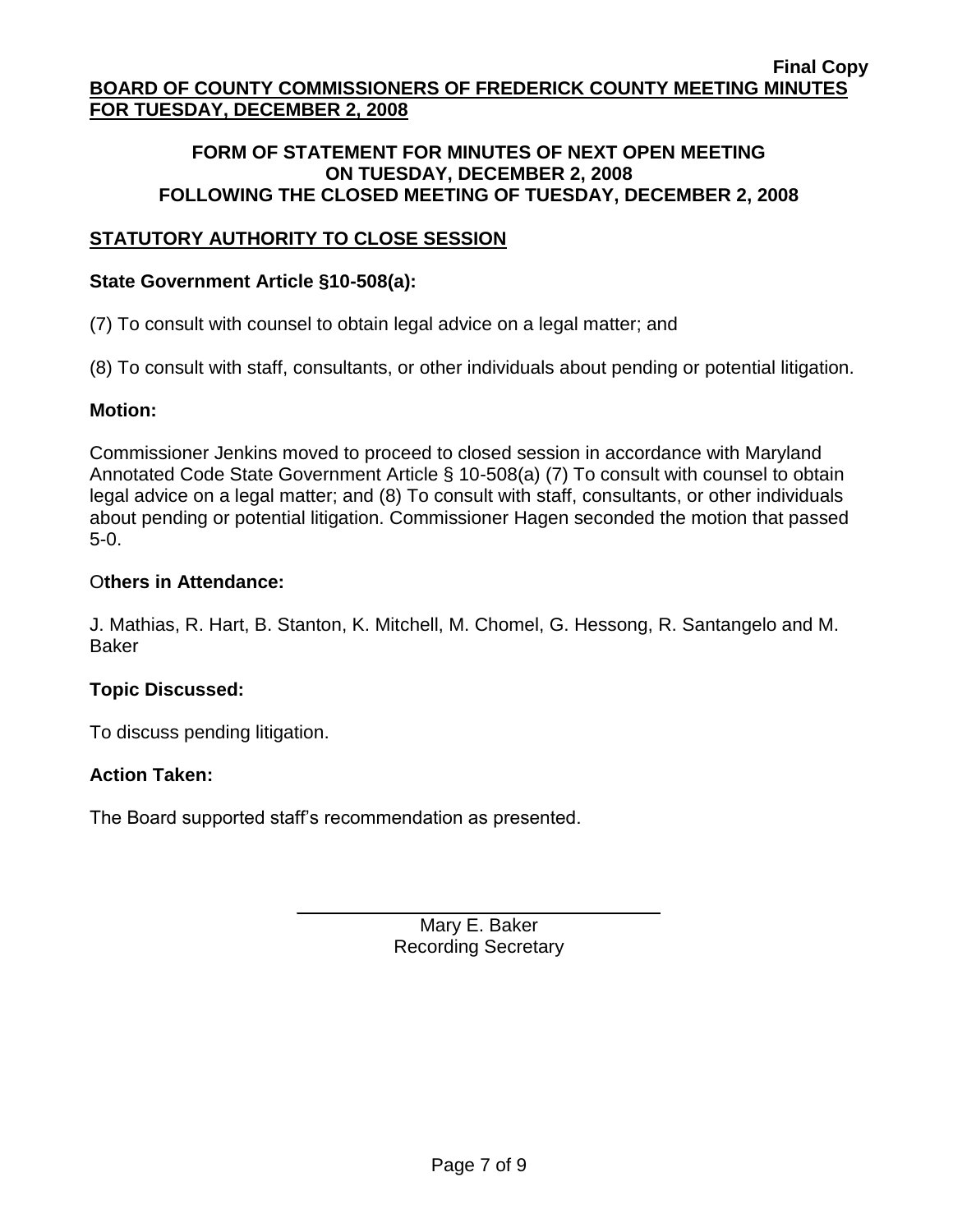**Final Copy**

**BOARD OF COUNTY COMMISSIONERS OF FREDERICK COUNTY MEETING MINUTES FOR TUESDAY, DECEMBER 2, 2008**

**FORM OF STATEMENT FOR MINUTES OF NEXT OPEN MEETING ON TUESDAY, DECEMBER 2, 2008 FOLLOWING THE CLOSED MEETING OF TUESDAY, DECEMBER 2, 2008**

## STATUTORY AUTHORITY TO CLOSE SESSION

### State Government Article §10-508(a):

(7) To consult with counsel to obtain legal advice on a legal matter; and

(8) To consult with staff, consultants, or other individuals about pending or potential litigation.

### Motion:

Commissioner Jenkins moved to proceed to closed session in accordance with Maryland Annotated Code State Government Article § 10-508(a) (7) To consult with counsel to obtain legal advice on a legal matter; and (8) To consult with staff, consultants, or other individuals about pending or potential litigation. Commissioner Hagen seconded the motion that passed 5-0.

### Others in Attendance:

J. Mathias, R. Hart, B. Stanton, K. Mitchell, M. Chomel, G. Hessong, R. Santangelo and M. Baker

### Topic Discussed:

To discuss pending litigation.

### Action Taken:

The Board supported staff's recommendation as presented.

Mary E. Baker
Recording Secretary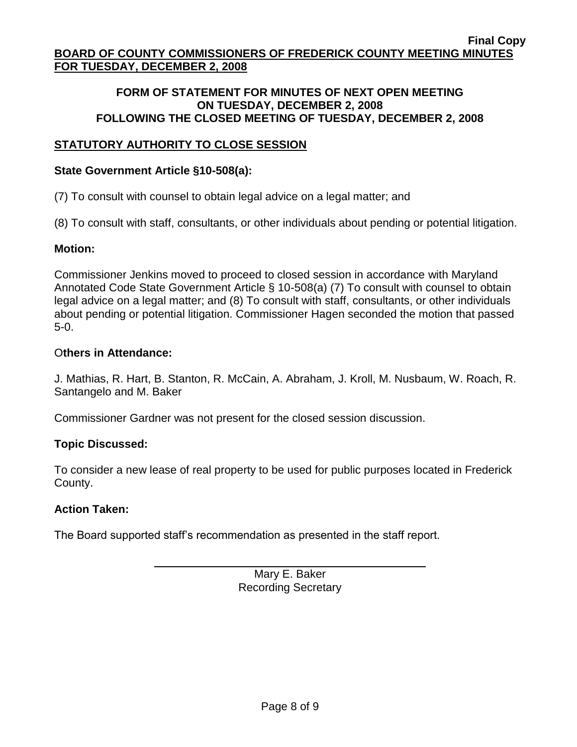Final Copy

**BOARD OF COUNTY COMMISSIONERS OF FREDERICK COUNTY MEETING MINUTES FOR TUESDAY, DECEMBER 2, 2008**

**FORM OF STATEMENT FOR MINUTES OF NEXT OPEN MEETING ON TUESDAY, DECEMBER 2, 2008 FOLLOWING THE CLOSED MEETING OF TUESDAY, DECEMBER 2, 2008**

## STATUTORY AUTHORITY TO CLOSE SESSION

**State Government Article §10-508(a):**

(7) To consult with counsel to obtain legal advice on a legal matter; and

(8) To consult with staff, consultants, or other individuals about pending or potential litigation.

**Motion:**

Commissioner Jenkins moved to proceed to closed session in accordance with Maryland Annotated Code State Government Article § 10-508(a) (7) To consult with counsel to obtain legal advice on a legal matter; and (8) To consult with staff, consultants, or other individuals about pending or potential litigation. Commissioner Hagen seconded the motion that passed 5-0.

**Others in Attendance:**

J. Mathias, R. Hart, B. Stanton, R. McCain, A. Abraham, J. Kroll, M. Nusbaum, W. Roach, R. Santangelo and M. Baker

Commissioner Gardner was not present for the closed session discussion.

**Topic Discussed:**

To consider a new lease of real property to be used for public purposes located in Frederick County.

**Action Taken:**

The Board supported staff's recommendation as presented in the staff report.

Mary E. Baker
Recording Secretary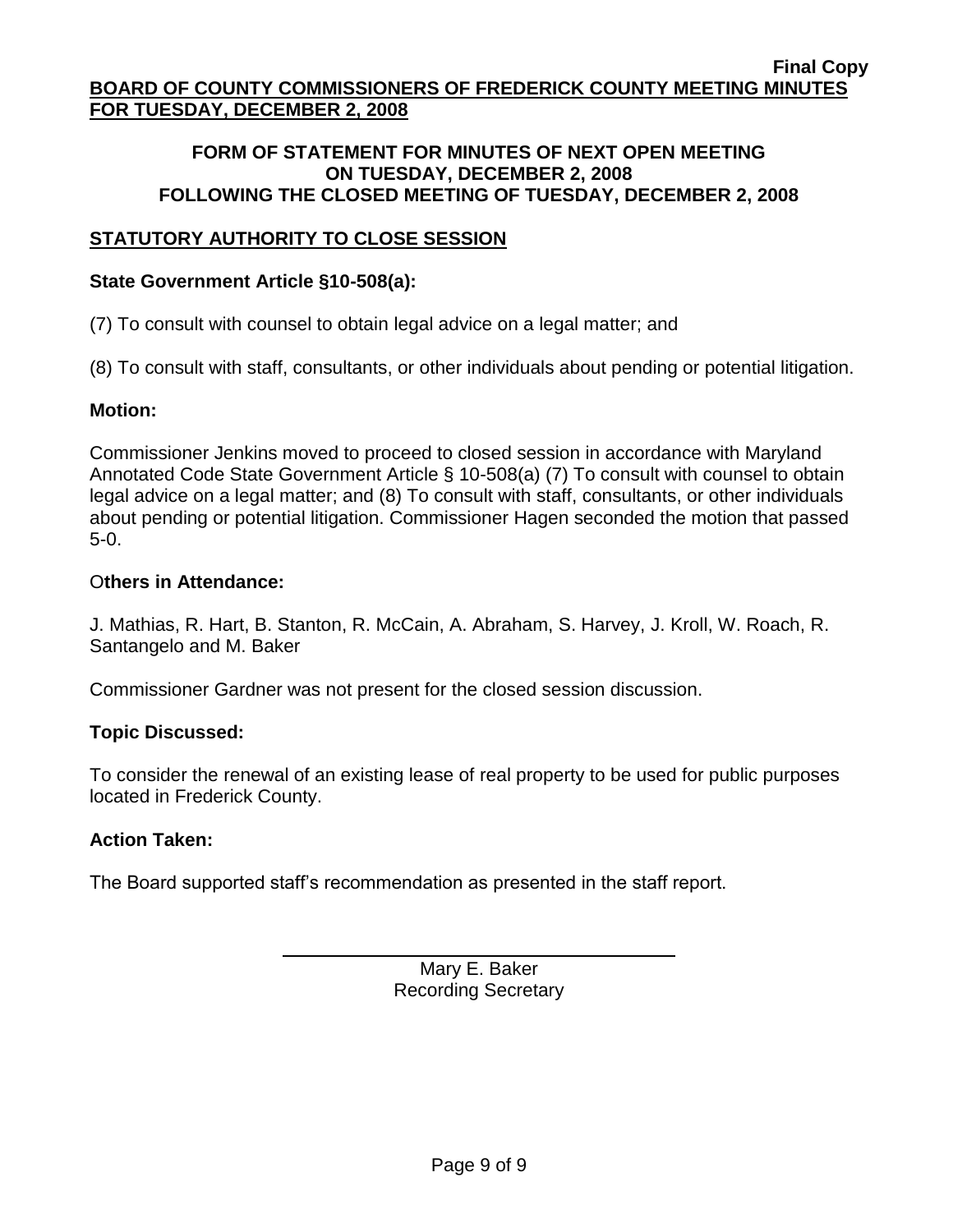**FORM OF STATEMENT FOR MINUTES OF NEXT OPEN MEETING ON TUESDAY, DECEMBER 2, 2008 FOLLOWING THE CLOSED MEETING OF TUESDAY, DECEMBER 2, 2008**

## STATUTORY AUTHORITY TO CLOSE SESSION

### State Government Article §10-508(a):

(7) To consult with counsel to obtain legal advice on a legal matter; and

(8) To consult with staff, consultants, or other individuals about pending or potential litigation.

### Motion:

Commissioner Jenkins moved to proceed to closed session in accordance with Maryland Annotated Code State Government Article § 10-508(a) (7) To consult with counsel to obtain legal advice on a legal matter; and (8) To consult with staff, consultants, or other individuals about pending or potential litigation. Commissioner Hagen seconded the motion that passed 5-0.

### Others in Attendance:

J. Mathias, R. Hart, B. Stanton, R. McCain, A. Abraham, S. Harvey, J. Kroll, W. Roach, R. Santangelo and M. Baker

Commissioner Gardner was not present for the closed session discussion.

### Topic Discussed:

To consider the renewal of an existing lease of real property to be used for public purposes located in Frederick County.

### Action Taken:

The Board supported staff's recommendation as presented in the staff report.

Mary E. Baker
Recording Secretary